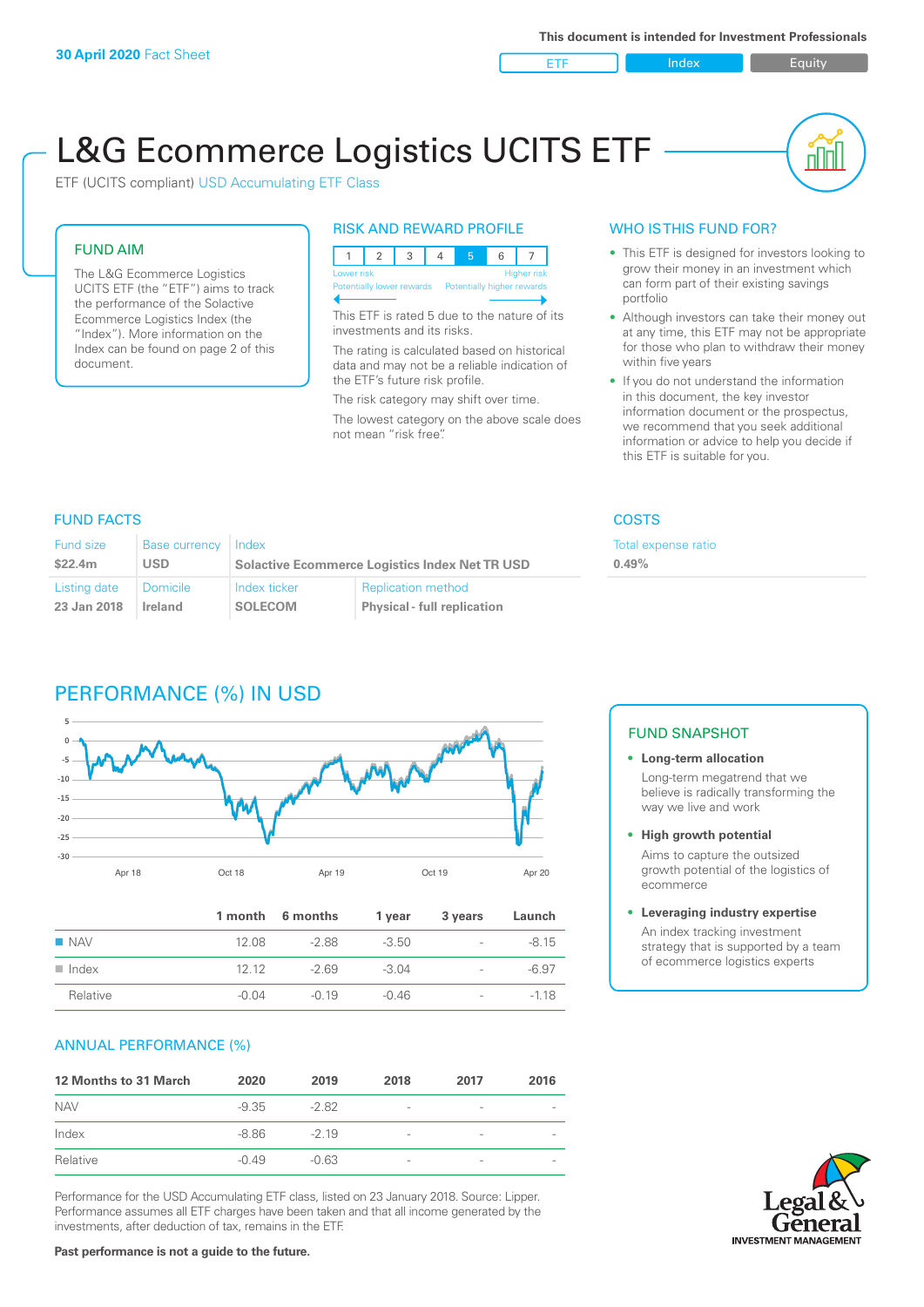**30 April 2020** Fact Sheet

**This document is intended for Investment Professionals**

ETF | Index | Equity

# L&G Ecommerce Logistics UCITS ETF

ETF (UCITS compliant) USD Accumulating ETF Class

## FUND AIM

The L&G Ecommerce Logistics UCITS ETF (the "ETF") aims to track the performance of the Solactive Ecommerce Logistics Index (the "Index"). More information on the Index can be found on page 2 of this document.

## RISK AND REWARD PROFILE

| 1 | 2 | 3 | 4 | 5 | 6 | 7 |
|---|---|---|---|---|---|---|

Lower risk — Potentially lower rewards | Higher risk — Potentially higher rewards

This ETF is rated 5 due to the nature of its investments and its risks.

The rating is calculated based on historical data and may not be a reliable indication of the ETF's future risk profile.

The risk category may shift over time.

The lowest category on the above scale does not mean "risk free".

## WHO IS THIS FUND FOR?

- This ETF is designed for investors looking to grow their money in an investment which can form part of their existing savings portfolio
- Although investors can take their money out at any time, this ETF may not be appropriate for those who plan to withdraw their money within five years
- If you do not understand the information in this document, the key investor information document or the prospectus, we recommend that you seek additional information or advice to help you decide if this ETF is suitable for you.

## FUND FACTS

| Fund size | Base currency | Index | |
|---|---|---|---|
| $22.4m | USD | Solactive Ecommerce Logistics Index Net TR USD | |
| **Listing date** | **Domicile** | **Index ticker** | **Replication method** |
| 23 Jan 2018 | Ireland | SOLECOM | Physical - full replication |

## COSTS

| Total expense ratio |
|---|
| 0.49% |

## PERFORMANCE (%) IN USD

| | 1 month | 6 months | 1 year | 3 years | Launch |
|---|---|---|---|---|---|
| NAV | 12.08 | -2.88 | -3.50 | - | -8.15 |
| Index | 12.12 | -2.69 | -3.04 | - | -6.97 |
| Relative | -0.04 | -0.19 | -0.46 | - | -1.18 |

## FUND SNAPSHOT

- **Long-term allocation**
  Long-term megatrend that we believe is radically transforming the way we live and work
- **High growth potential**
  Aims to capture the outsized growth potential of the logistics of ecommerce
- **Leveraging industry expertise**
  An index tracking investment strategy that is supported by a team of ecommerce logistics experts

## ANNUAL PERFORMANCE (%)

| 12 Months to 31 March | 2020 | 2019 | 2018 | 2017 | 2016 |
|---|---|---|---|---|---|
| NAV | -9.35 | -2.82 | - | - | - |
| Index | -8.86 | -2.19 | - | - | - |
| Relative | -0.49 | -0.63 | - | - | - |

Performance for the USD Accumulating ETF class, listed on 23 January 2018. Source: Lipper. Performance assumes all ETF charges have been taken and that all income generated by the investments, after deduction of tax, remains in the ETF.

**Past performance is not a guide to the future.**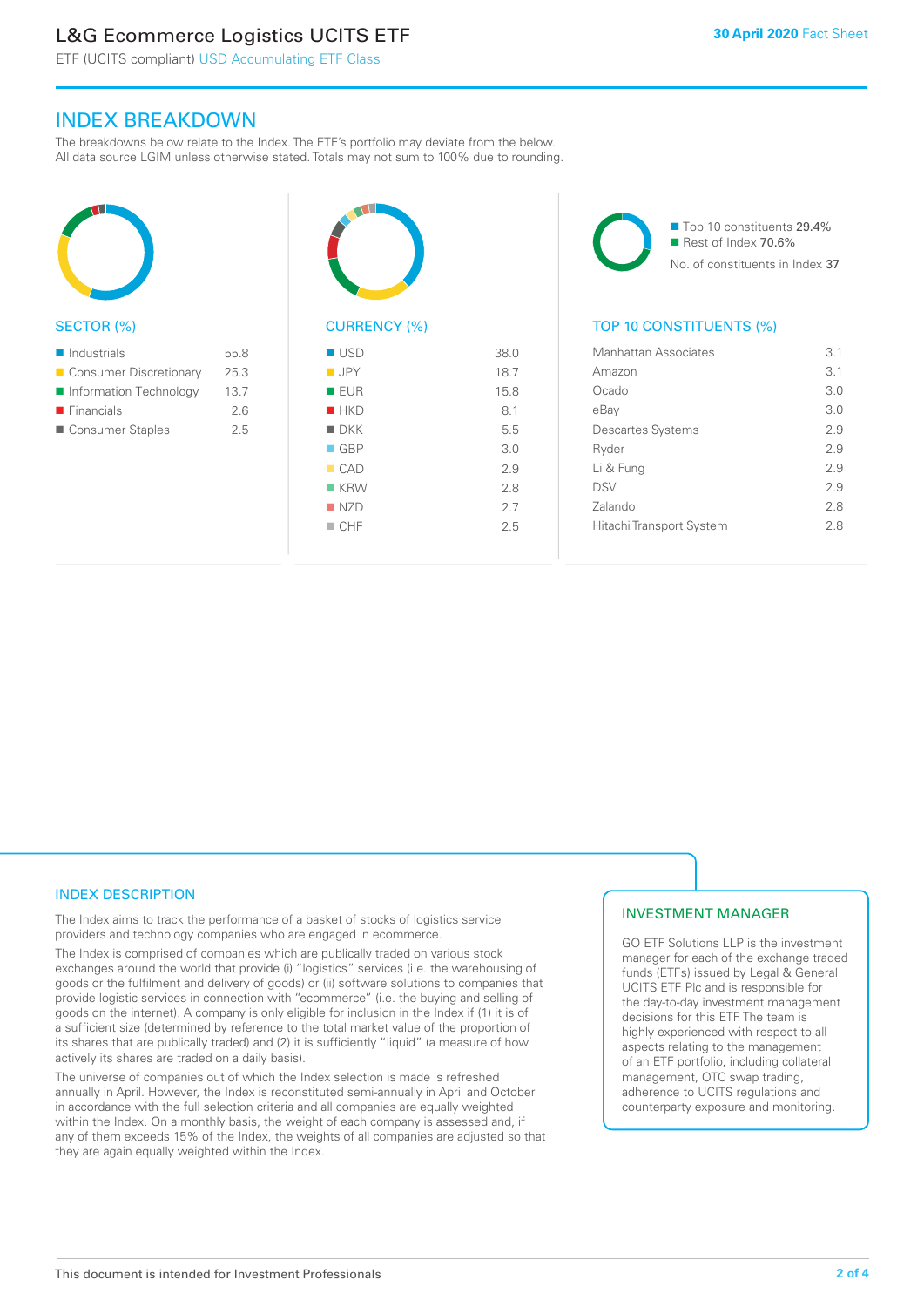# L&G Ecommerce Logistics UCITS ETF

ETF (UCITS compliant) USD Accumulating ETF Class

30 April 2020 Fact Sheet

## INDEX BREAKDOWN

The breakdowns below relate to the Index. The ETF's portfolio may deviate from the below. All data source LGIM unless otherwise stated. Totals may not sum to 100% due to rounding.

### SECTOR (%)

| Sector | % |
|---|---|
| Industrials | 55.8 |
| Consumer Discretionary | 25.3 |
| Information Technology | 13.7 |
| Financials | 2.6 |
| Consumer Staples | 2.5 |

### CURRENCY (%)

| Currency | % |
|---|---|
| USD | 38.0 |
| JPY | 18.7 |
| EUR | 15.8 |
| HKD | 8.1 |
| DKK | 5.5 |
| GBP | 3.0 |
| CAD | 2.9 |
| KRW | 2.8 |
| NZD | 2.7 |
| CHF | 2.5 |

Top 10 constituents 29.4%
Rest of Index 70.6%
No. of constituents in Index 37

### TOP 10 CONSTITUENTS (%)

| Constituent | % |
|---|---|
| Manhattan Associates | 3.1 |
| Amazon | 3.1 |
| Ocado | 3.0 |
| eBay | 3.0 |
| Descartes Systems | 2.9 |
| Ryder | 2.9 |
| Li & Fung | 2.9 |
| DSV | 2.9 |
| Zalando | 2.8 |
| Hitachi Transport System | 2.8 |

## INDEX DESCRIPTION

The Index aims to track the performance of a basket of stocks of logistics service providers and technology companies who are engaged in ecommerce.

The Index is comprised of companies which are publically traded on various stock exchanges around the world that provide (i) "logistics" services (i.e. the warehousing of goods or the fulfilment and delivery of goods) or (ii) software solutions to companies that provide logistic services in connection with "ecommerce" (i.e. the buying and selling of goods on the internet). A company is only eligible for inclusion in the Index if (1) it is of a sufficient size (determined by reference to the total market value of the proportion of its shares that are publically traded) and (2) it is sufficiently "liquid" (a measure of how actively its shares are traded on a daily basis).

The universe of companies out of which the Index selection is made is refreshed annually in April. However, the Index is reconstituted semi-annually in April and October in accordance with the full selection criteria and all companies are equally weighted within the Index. On a monthly basis, the weight of each company is assessed and, if any of them exceeds 15% of the Index, the weights of all companies are adjusted so that they are again equally weighted within the Index.

## INVESTMENT MANAGER

GO ETF Solutions LLP is the investment manager for each of the exchange traded funds (ETFs) issued by Legal & General UCITS ETF Plc and is responsible for the day-to-day investment management decisions for this ETF. The team is highly experienced with respect to all aspects relating to the management of an ETF portfolio, including collateral management, OTC swap trading, adherence to UCITS regulations and counterparty exposure and monitoring.

This document is intended for Investment Professionals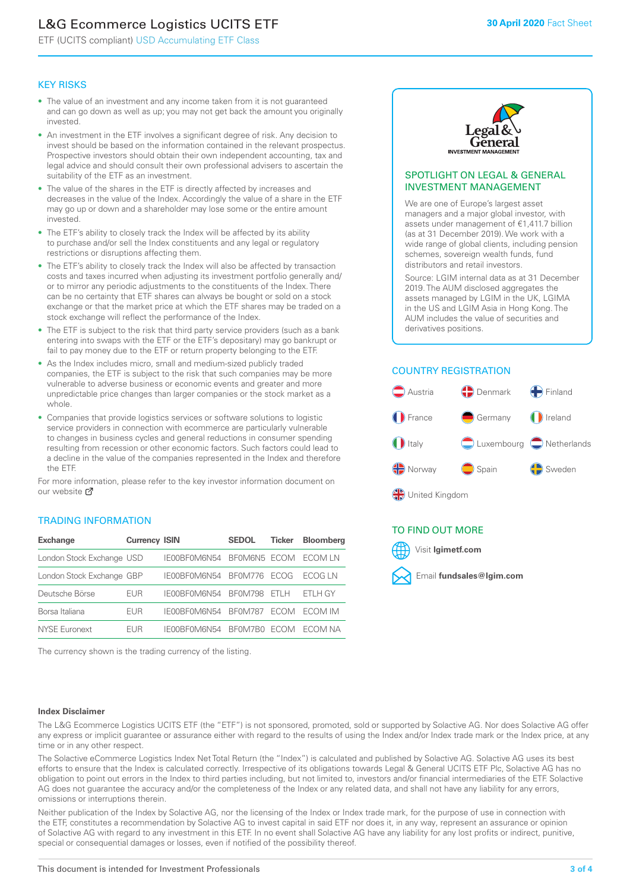# L&G Ecommerce Logistics UCITS ETF

ETF (UCITS compliant) USD Accumulating ETF Class

**30 April 2020** Fact Sheet

## KEY RISKS

- The value of an investment and any income taken from it is not guaranteed and can go down as well as up; you may not get back the amount you originally invested.
- An investment in the ETF involves a significant degree of risk. Any decision to invest should be based on the information contained in the relevant prospectus. Prospective investors should obtain their own independent accounting, tax and legal advice and should consult their own professional advisers to ascertain the suitability of the ETF as an investment.
- The value of the shares in the ETF is directly affected by increases and decreases in the value of the Index. Accordingly the value of a share in the ETF may go up or down and a shareholder may lose some or the entire amount invested.
- The ETF's ability to closely track the Index will be affected by its ability to purchase and/or sell the Index constituents and any legal or regulatory restrictions or disruptions affecting them.
- The ETF's ability to closely track the Index will also be affected by transaction costs and taxes incurred when adjusting its investment portfolio generally and/or to mirror any periodic adjustments to the constituents of the Index. There can be no certainty that ETF shares can always be bought or sold on a stock exchange or that the market price at which the ETF shares may be traded on a stock exchange will reflect the performance of the Index.
- The ETF is subject to the risk that third party service providers (such as a bank entering into swaps with the ETF or the ETF's depositary) may go bankrupt or fail to pay money due to the ETF or return property belonging to the ETF.
- As the Index includes micro, small and medium-sized publicly traded companies, the ETF is subject to the risk that such companies may be more vulnerable to adverse business or economic events and greater and more unpredictable price changes than larger companies or the stock market as a whole.
- Companies that provide logistics services or software solutions to logistic service providers in connection with ecommerce are particularly vulnerable to changes in business cycles and general reductions in consumer spending resulting from recession or other economic factors. Such factors could lead to a decline in the value of the companies represented in the Index and therefore the ETF.

For more information, please refer to the key investor information document on our website

## TRADING INFORMATION

| Exchange | Currency | ISIN | SEDOL | Ticker | Bloomberg |
|---|---|---|---|---|---|
| London Stock Exchange | USD | IE00BF0M6N54 | BF0M6N5 | ECOM | ECOM LN |
| London Stock Exchange | GBP | IE00BF0M6N54 | BF0M776 | ECOG | ECOG LN |
| Deutsche Börse | EUR | IE00BF0M6N54 | BF0M798 | ETLH | ETLH GY |
| Borsa Italiana | EUR | IE00BF0M6N54 | BF0M787 | ECOM | ECOM IM |
| NYSE Euronext | EUR | IE00BF0M6N54 | BF0M7B0 | ECOM | ECOM NA |

The currency shown is the trading currency of the listing.

## SPOTLIGHT ON LEGAL & GENERAL INVESTMENT MANAGEMENT

We are one of Europe's largest asset managers and a major global investor, with assets under management of €1,411.7 billion (as at 31 December 2019). We work with a wide range of global clients, including pension schemes, sovereign wealth funds, fund distributors and retail investors.

Source: LGIM internal data as at 31 December 2019. The AUM disclosed aggregates the assets managed by LGIM in the UK, LGIMA in the US and LGIM Asia in Hong Kong. The AUM includes the value of securities and derivatives positions.

## COUNTRY REGISTRATION

Austria, Denmark, Finland, France, Germany, Ireland, Italy, Luxembourg, Netherlands, Norway, Spain, Sweden, United Kingdom

## TO FIND OUT MORE

Visit **lgimetf.com**

Email **fundsales@lgim.com**

**Index Disclaimer**

The L&G Ecommerce Logistics UCITS ETF (the "ETF") is not sponsored, promoted, sold or supported by Solactive AG. Nor does Solactive AG offer any express or implicit guarantee or assurance either with regard to the results of using the Index and/or Index trade mark or the Index price, at any time or in any other respect.

The Solactive eCommerce Logistics Index Net Total Return (the "Index") is calculated and published by Solactive AG. Solactive AG uses its best efforts to ensure that the Index is calculated correctly. Irrespective of its obligations towards Legal & General UCITS ETF Plc, Solactive AG has no obligation to point out errors in the Index to third parties including, but not limited to, investors and/or financial intermediaries of the ETF. Solactive AG does not guarantee the accuracy and/or the completeness of the Index or any related data, and shall not have any liability for any errors, omissions or interruptions therein.

Neither publication of the Index by Solactive AG, nor the licensing of the Index or Index trade mark, for the purpose of use in connection with the ETF, constitutes a recommendation by Solactive AG to invest capital in said ETF nor does it, in any way, represent an assurance or opinion of Solactive AG with regard to any investment in this ETF. In no event shall Solactive AG have any liability for any lost profits or indirect, punitive, special or consequential damages or losses, even if notified of the possibility thereof.

This document is intended for Investment Professionals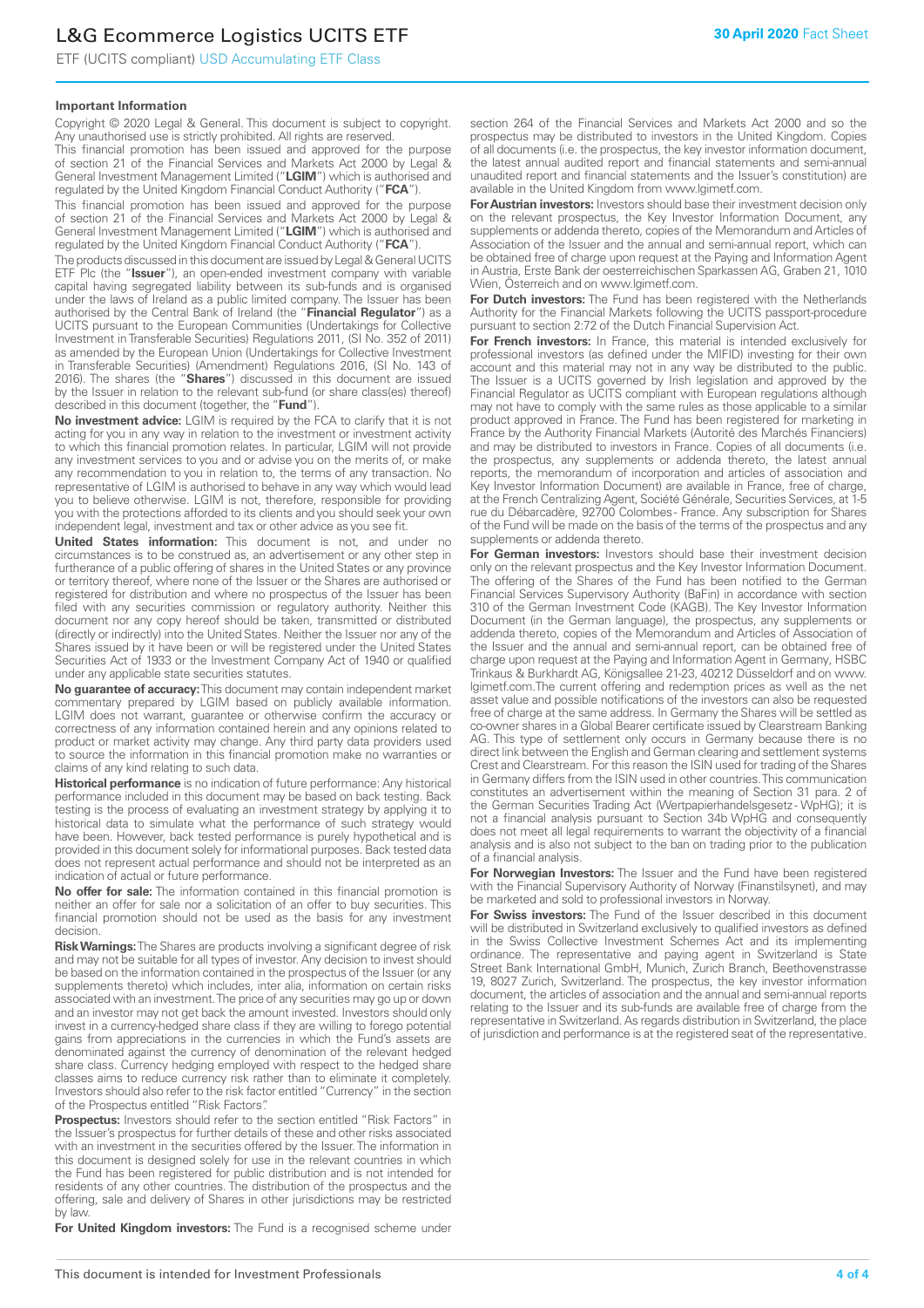### Important Information

Copyright © 2020 Legal & General. This document is subject to copyright. Any unauthorised use is strictly prohibited. All rights are reserved.

This financial promotion has been issued and approved for the purpose of section 21 of the Financial Services and Markets Act 2000 by Legal & General Investment Management Limited ("**LGIM**") which is authorised and regulated by the United Kingdom Financial Conduct Authority ("**FCA**").

This financial promotion has been issued and approved for the purpose of section 21 of the Financial Services and Markets Act 2000 by Legal & General Investment Management Limited ("**LGIM**") which is authorised and regulated by the United Kingdom Financial Conduct Authority ("**FCA**").

The products discussed in this document are issued by Legal & General UCITS ETF Plc (the "**Issuer**"), an open-ended investment company with variable capital having segregated liability between its sub-funds and is organised under the laws of Ireland as a public limited company. The Issuer has been authorised by the Central Bank of Ireland (the "**Financial Regulator**") as a UCITS pursuant to the European Communities (Undertakings for Collective Investment in Transferable Securities) Regulations 2011, (SI No. 352 of 2011) as amended by the European Union (Undertakings for Collective Investment in Transferable Securities) (Amendment) Regulations 2016, (SI No. 143 of 2016). The shares (the "**Shares**") discussed in this document are issued by the Issuer in relation to the relevant sub-fund (or share class(es) thereof) described in this document (together, the "**Fund**").

**No investment advice:** LGIM is required by the FCA to clarify that it is not acting for you in any way in relation to the investment or investment activity to which this financial promotion relates. In particular, LGIM will not provide any investment services to you and or advise you on the merits of, or make any recommendation to you in relation to, the terms of any transaction. No representative of LGIM is authorised to behave in any way which would lead you to believe otherwise. LGIM is not, therefore, responsible for providing you with the protections afforded to its clients and you should seek your own independent legal, investment and tax or other advice as you see fit.

**United States information:** This document is not, and under no circumstances is to be construed as, an advertisement or any other step in furtherance of a public offering of shares in the United States or any province or territory thereof, where none of the Issuer or the Shares are authorised or registered for distribution and where no prospectus of the Issuer has been filed with any securities commission or regulatory authority. Neither this document nor any copy hereof should be taken, transmitted or distributed (directly or indirectly) into the United States. Neither the Issuer nor any of the Shares issued by it have been or will be registered under the United States Securities Act of 1933 or the Investment Company Act of 1940 or qualified under any applicable state securities statutes.

**No guarantee of accuracy:** This document may contain independent market commentary prepared by LGIM based on publicly available information. LGIM does not warrant, guarantee or otherwise confirm the accuracy or correctness of any information contained herein and any opinions related to product or market activity may change. Any third party data providers used to source the information in this financial promotion make no warranties or claims of any kind relating to such data.

**Historical performance** is no indication of future performance: Any historical performance included in this document may be based on back testing. Back testing is the process of evaluating an investment strategy by applying it to historical data to simulate what the performance of such strategy would have been. However, back tested performance is purely hypothetical and is provided in this document solely for informational purposes. Back tested data does not represent actual performance and should not be interpreted as an indication of actual or future performance.

**No offer for sale:** The information contained in this financial promotion is neither an offer for sale nor a solicitation of an offer to buy securities. This financial promotion should not be used as the basis for any investment decision.

**Risk Warnings:** The Shares are products involving a significant degree of risk and may not be suitable for all types of investor. Any decision to invest should be based on the information contained in the prospectus of the Issuer (or any supplements thereto) which includes, inter alia, information on certain risks associated with an investment. The price of any securities may go up or down and an investor may not get back the amount invested. Investors should only invest in a currency-hedged share class if they are willing to forego potential gains from appreciations in the currencies in which the Fund's assets are denominated against the currency of denomination of the relevant hedged share class. Currency hedging employed with respect to the hedged share classes aims to reduce currency risk rather than to eliminate it completely. Investors should also refer to the risk factor entitled "Currency" in the section of the Prospectus entitled "Risk Factors".

**Prospectus:** Investors should refer to the section entitled "Risk Factors" in the Issuer's prospectus for further details of these and other risks associated with an investment in the securities offered by the Issuer. The information in this document is designed solely for use in the relevant countries in which the Fund has been registered for public distribution and is not intended for residents of any other countries. The distribution of the prospectus and the offering, sale and delivery of Shares in other jurisdictions may be restricted by law.

**For United Kingdom investors:** The Fund is a recognised scheme under section 264 of the Financial Services and Markets Act 2000 and so the prospectus may be distributed to investors in the United Kingdom. Copies of all documents (i.e. the prospectus, the key investor information document, the latest annual audited report and financial statements and semi-annual unaudited report and financial statements and the Issuer's constitution) are available in the United Kingdom from www.lgimetf.com.

**For Austrian investors:** Investors should base their investment decision only on the relevant prospectus, the Key Investor Information Document, any supplements or addenda thereto, copies of the Memorandum and Articles of Association of the Issuer and the annual and semi-annual report, which can be obtained free of charge upon request at the Paying and Information Agent in Austria, Erste Bank der oesterreichischen Sparkassen AG, Graben 21, 1010 Wien, Österreich and on www.lgimetf.com.

**For Dutch investors:** The Fund has been registered with the Netherlands Authority for the Financial Markets following the UCITS passport-procedure pursuant to section 2:72 of the Dutch Financial Supervision Act.

**For French investors:** In France, this material is intended exclusively for professional investors (as defined under the MIFID) investing for their own account and this material may not in any way be distributed to the public. The Issuer is a UCITS governed by Irish legislation and approved by the Financial Regulator as UCITS compliant with European regulations although may not have to comply with the same rules as those applicable to a similar product approved in France. The Fund has been registered for marketing in France by the Authority Financial Markets (Autorité des Marchés Financiers) and may be distributed to investors in France. Copies of all documents (i.e. the prospectus, any supplements or addenda thereto, the latest annual reports, the memorandum of incorporation and articles of association and Key Investor Information Document) are available in France, free of charge, at the French Centralizing Agent, Société Générale, Securities Services, at 1-5 rue du Débarcadère, 92700 Colombes - France. Any subscription for Shares of the Fund will be made on the basis of the terms of the prospectus and any supplements or addenda thereto.

**For German investors:** Investors should base their investment decision only on the relevant prospectus and the Key Investor Information Document. The offering of the Shares of the Fund has been notified to the German Financial Services Supervisory Authority (BaFin) in accordance with section 310 of the German Investment Code (KAGB). The Key Investor Information Document (in the German language), the prospectus, any supplements or addenda thereto, copies of the Memorandum and Articles of Association of the Issuer and the annual and semi-annual report, can be obtained free of charge upon request at the Paying and Information Agent in Germany, HSBC Trinkaus & Burkhardt AG, Königsallee 21-23, 40212 Düsseldorf and on www.lgimetf.com.The current offering and redemption prices as well as the net asset value and possible notifications of the investors can also be requested free of charge at the same address. In Germany the Shares will be settled as co-owner shares in a Global Bearer certificate issued by Clearstream Banking AG. This type of settlement only occurs in Germany because there is no direct link between the English and German clearing and settlement systems Crest and Clearstream. For this reason the ISIN used for trading of the Shares in Germany differs from the ISIN used in other countries. This communication constitutes an advertisement within the meaning of Section 31 para. 2 of the German Securities Trading Act (Wertpapierhandelsgesetz - WpHG); it is not a financial analysis pursuant to Section 34b WpHG and consequently does not meet all legal requirements to warrant the objectivity of a financial analysis and is also not subject to the ban on trading prior to the publication of a financial analysis.

**For Norwegian Investors:** The Issuer and the Fund have been registered with the Financial Supervisory Authority of Norway (Finanstilsynet), and may be marketed and sold to professional investors in Norway.

**For Swiss investors:** The Fund of the Issuer described in this document will be distributed in Switzerland exclusively to qualified investors as defined in the Swiss Collective Investment Schemes Act and its implementing ordinance. The representative and paying agent in Switzerland is State Street Bank International GmbH, Munich, Zurich Branch, Beethovenstrasse 19, 8027 Zurich, Switzerland. The prospectus, the key investor information document, the articles of association and the annual and semi-annual reports relating to the Issuer and its sub-funds are available free of charge from the representative in Switzerland. As regards distribution in Switzerland, the place of jurisdiction and performance is at the registered seat of the representative.